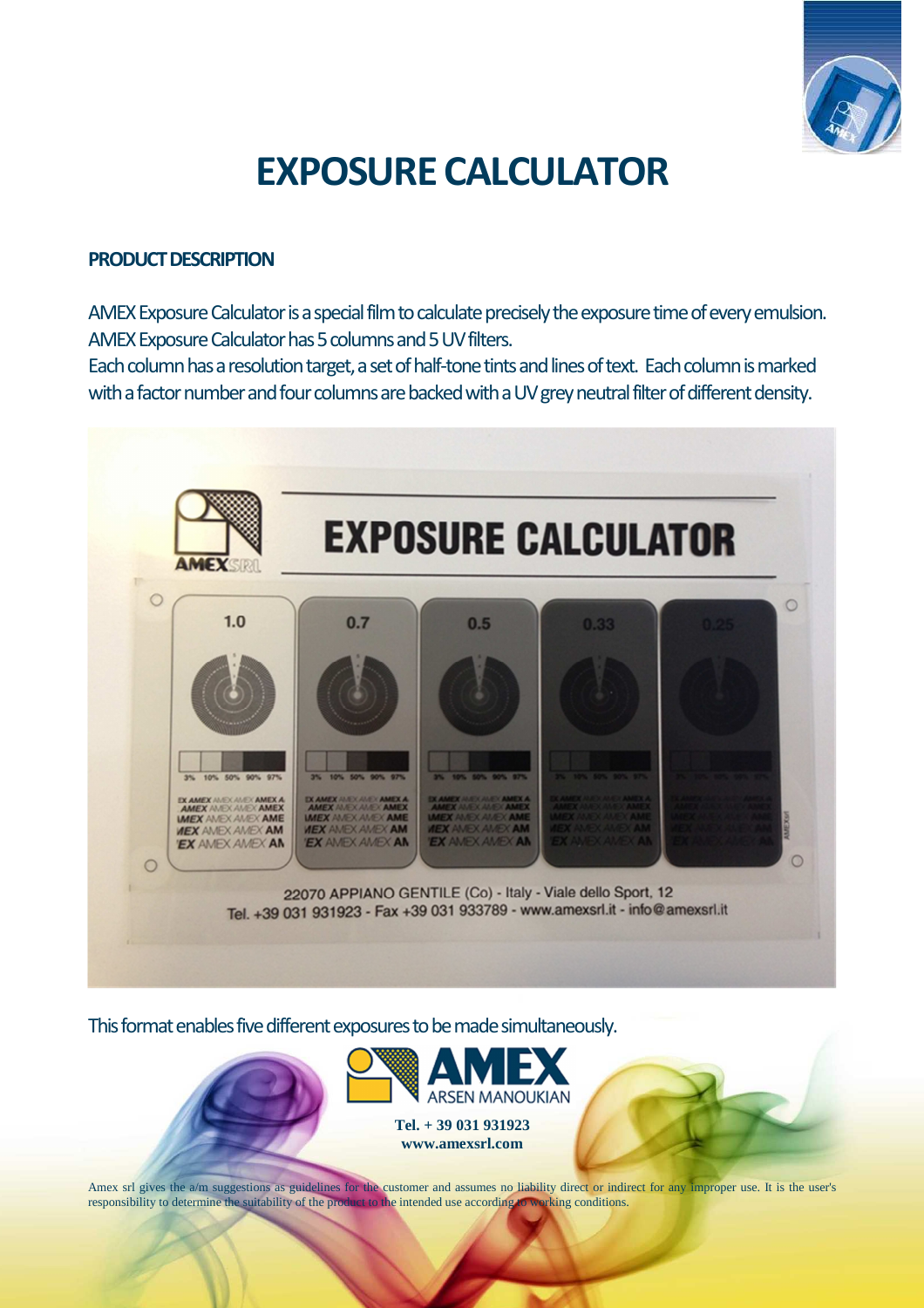# EXPOSURE CALCULATOR

## PRODUCT DESCRIPTION

AMEX Exposure Calculator is a special film to calculate precisely the exposure time of every emulsion. AMEX Exposure Calculator has 5 columns and 5 UV filters.
Each column has a resolution target, a set of half-tone tints and lines of text. Each column is marked with a factor number and four columns are backed with a UV grey neutral filter of different density.

This format enables five different exposures to be made simultaneously.

AMEX ARSEN MANOUKIAN

**Tel. + 39 031 931923**
**www.amexsrl.com**

Amex srl gives the a/m suggestions as guidelines for the customer and assumes no liability direct or indirect for any improper use. It is the user's responsibility to determine the suitability of the product to the intended use according to working conditions.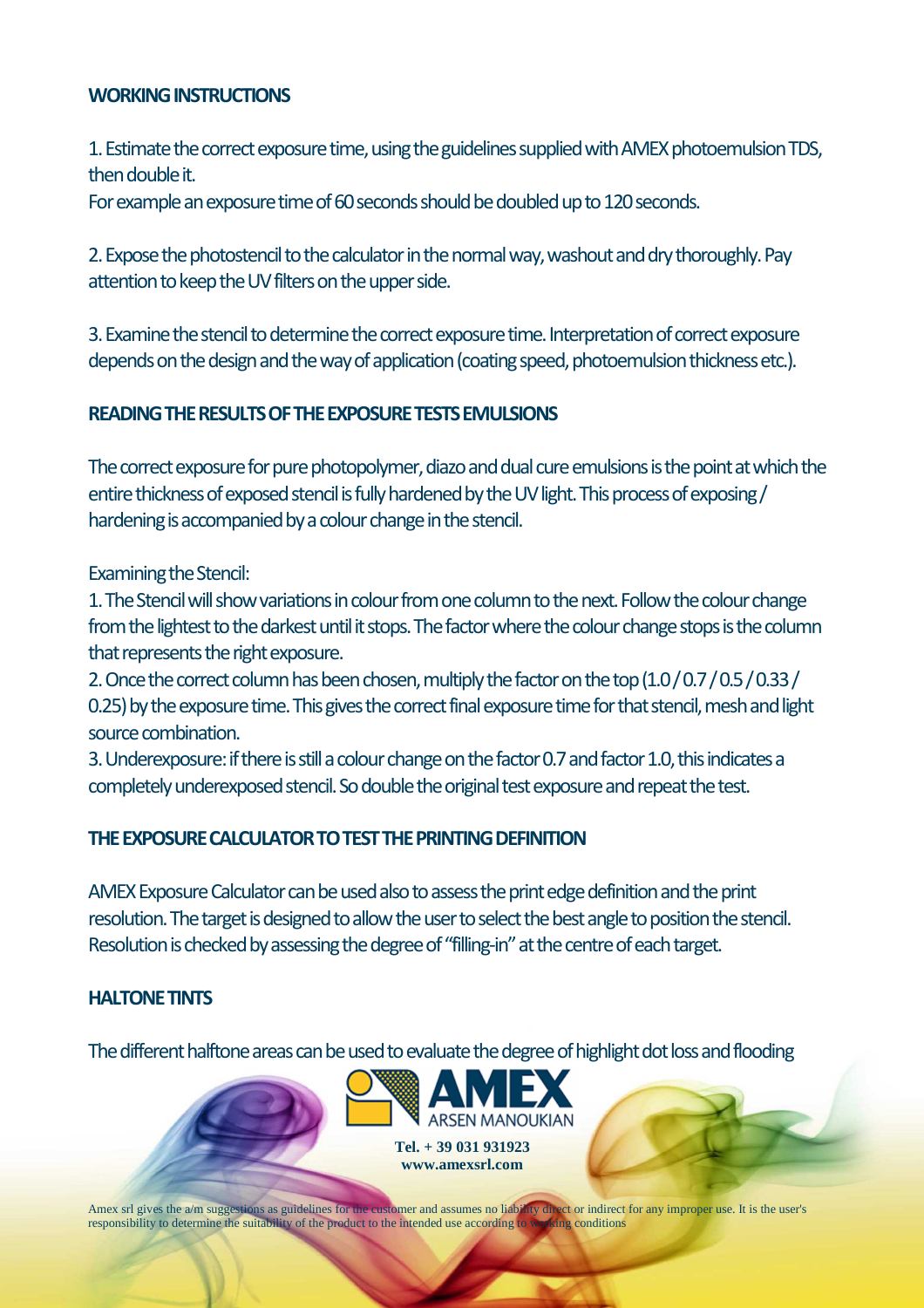## WORKING INSTRUCTIONS

1. Estimate the correct exposure time, using the guidelines supplied with AMEX photoemulsion TDS, then double it.
For example an exposure time of 60 seconds should be doubled up to 120 seconds.

2. Expose the photostencil to the calculator in the normal way, washout and dry thoroughly. Pay attention to keep the UV filters on the upper side.

3. Examine the stencil to determine the correct exposure time. Interpretation of correct exposure depends on the design and the way of application (coating speed, photoemulsion thickness etc.).

## READING THE RESULTS OF THE EXPOSURE TESTS EMULSIONS

The correct exposure for pure photopolymer, diazo and dual cure emulsions is the point at which the entire thickness of exposed stencil is fully hardened by the UV light. This process of exposing / hardening is accompanied by a colour change in the stencil.

Examining the Stencil:

1. The Stencil will show variations in colour from one column to the next. Follow the colour change from the lightest to the darkest until it stops. The factor where the colour change stops is the column that represents the right exposure.
2. Once the correct column has been chosen, multiply the factor on the top (1.0 / 0.7 / 0.5 / 0.33 / 0.25) by the exposure time. This gives the correct final exposure time for that stencil, mesh and light source combination.
3. Underexposure: if there is still a colour change on the factor 0.7 and factor 1.0, this indicates a completely underexposed stencil. So double the original test exposure and repeat the test.

## THE EXPOSURE CALCULATOR TO TEST THE PRINTING DEFINITION

AMEX Exposure Calculator can be used also to assess the print edge definition and the print resolution. The target is designed to allow the user to select the best angle to position the stencil. Resolution is checked by assessing the degree of "filling-in" at the centre of each target.

## HALTONE TINTS

The different halftone areas can be used to evaluate the degree of highlight dot loss and flooding

AMEX
ARSEN MANOUKIAN

Tel. + 39 031 931923
www.amexsrl.com

Amex srl gives the a/m suggestions as guidelines for the customer and assumes no liability direct or indirect for any improper use. It is the user's responsibility to determine the suitability of the product to the intended use according to working conditions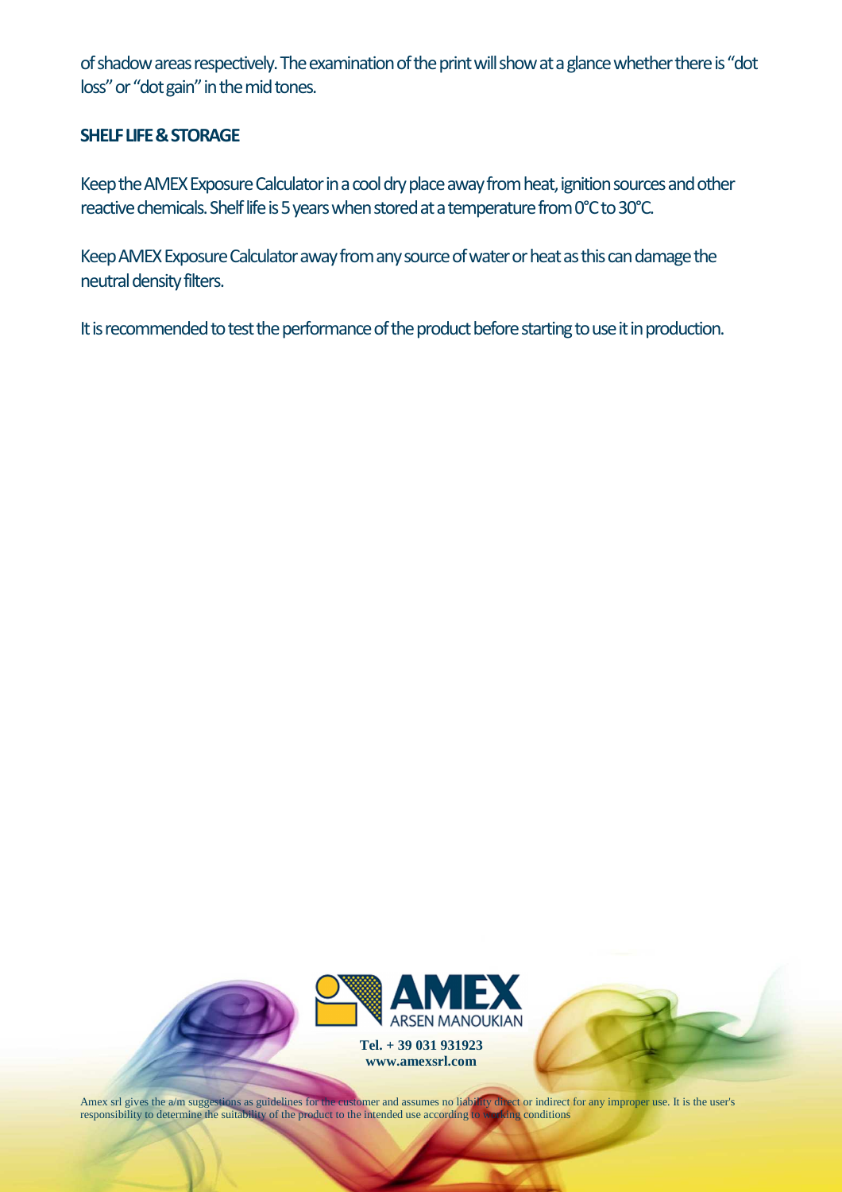of shadow areas respectively. The examination of the print will show at a glance whether there is "dot loss" or "dot gain" in the mid tones.

**SHELF LIFE & STORAGE**

Keep the AMEX Exposure Calculator in a cool dry place away from heat, ignition sources and other reactive chemicals. Shelf life is 5 years when stored at a temperature from 0°C to 30°C.

Keep AMEX Exposure Calculator away from any source of water or heat as this can damage the neutral density filters.

It is recommended to test the performance of the product before starting to use it in production.

AMEX
ARSEN MANOUKIAN

**Tel. + 39 031 931923**
**www.amexsrl.com**

Amex srl gives the a/m suggestions as guidelines for the customer and assumes no liability direct or indirect for any improper use. It is the user's responsibility to determine the suitability of the product to the intended use according to working conditions